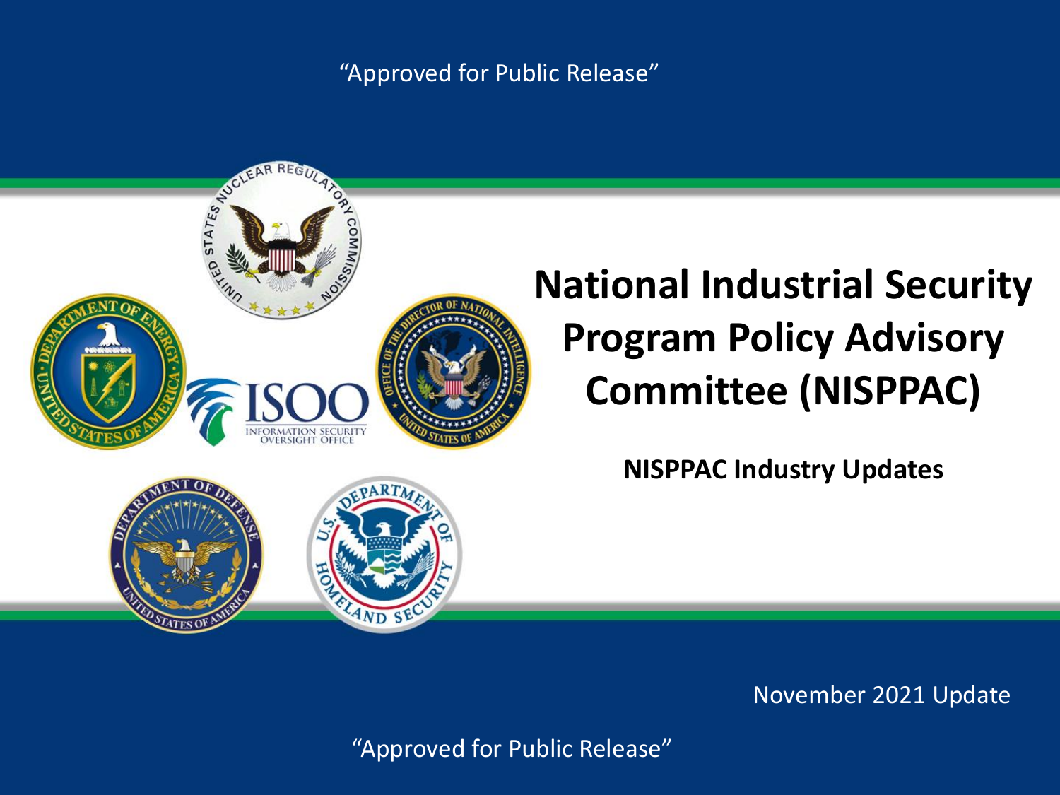"Approved for Public Release"

# National Industrial Security Program Policy Advisory Committee (NISPPAC)

## NISPPAC Industry Updates

November 2021 Update

"Approved for Public Release"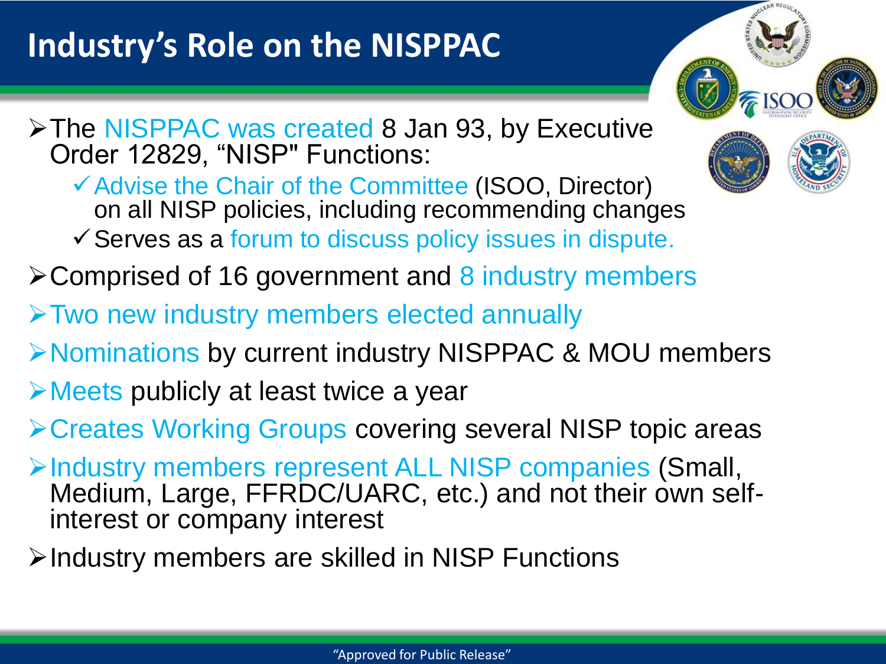# Industry's Role on the NISPPAC

- The NISPPAC was created 8 Jan 93, by Executive Order 12829, "NISP" Functions:
  - ✓ Advise the Chair of the Committee (ISOO, Director) on all NISP policies, including recommending changes
  - ✓ Serves as a forum to discuss policy issues in dispute.
- Comprised of 16 government and 8 industry members
- Two new industry members elected annually
- Nominations by current industry NISPPAC & MOU members
- Meets publicly at least twice a year
- Creates Working Groups covering several NISP topic areas
- Industry members represent ALL NISP companies (Small, Medium, Large, FFRDC/UARC, etc.) and not their own self-interest or company interest
- Industry members are skilled in NISP Functions

"Approved for Public Release"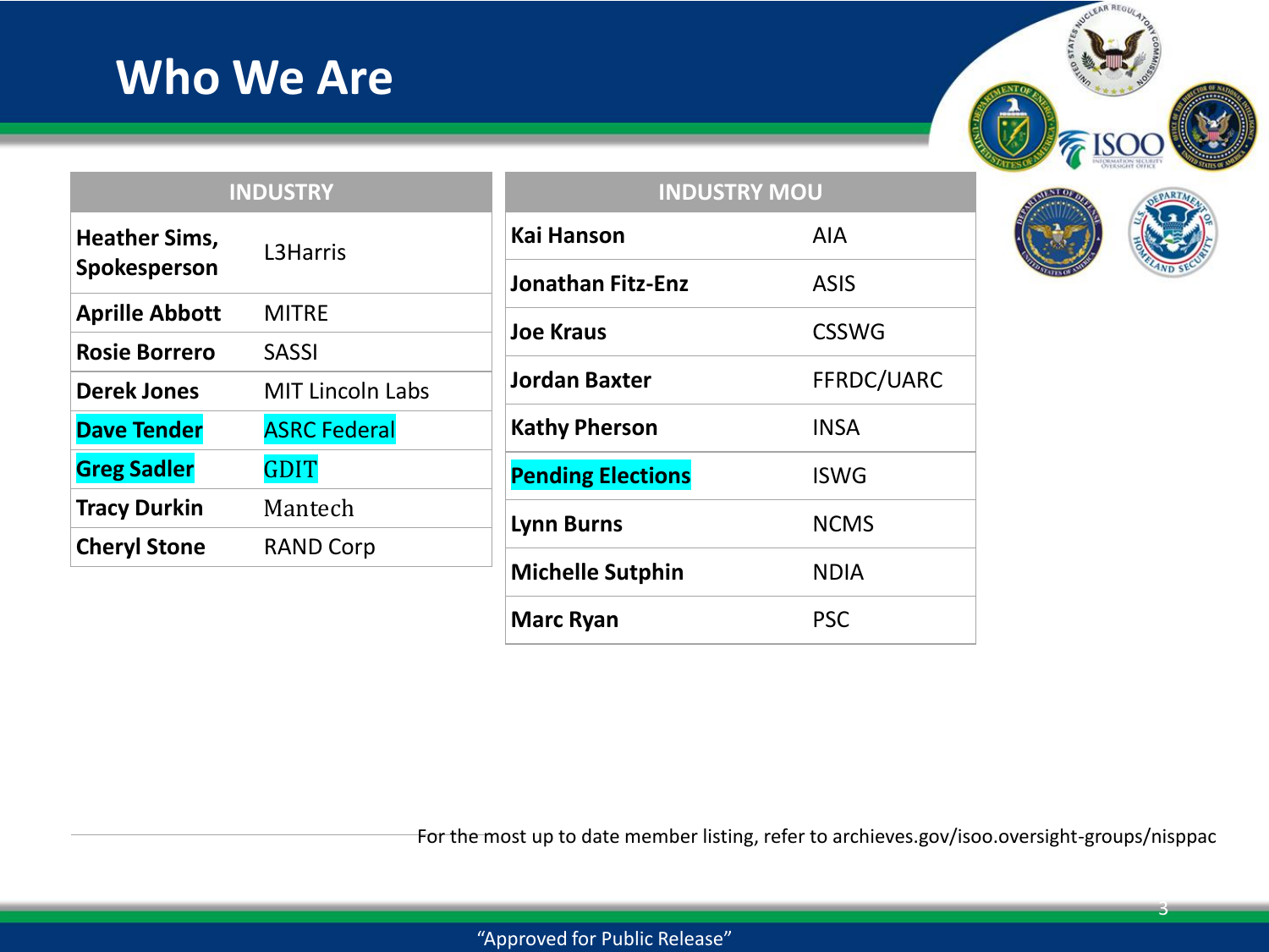# Who We Are

| INDUSTRY | |
|---|---|
| **Heather Sims, Spokesperson** | L3Harris |
| **Aprille Abbott** | MITRE |
| **Rosie Borrero** | SASSI |
| **Derek Jones** | MIT Lincoln Labs |
| **Dave Tender** | ASRC Federal |
| **Greg Sadler** | GDIT |
| **Tracy Durkin** | Mantech |
| **Cheryl Stone** | RAND Corp |

| INDUSTRY MOU | |
|---|---|
| **Kai Hanson** | AIA |
| **Jonathan Fitz-Enz** | ASIS |
| **Joe Kraus** | CSSWG |
| **Jordan Baxter** | FFRDC/UARC |
| **Kathy Pherson** | INSA |
| **Pending Elections** | ISWG |
| **Lynn Burns** | NCMS |
| **Michelle Sutphin** | NDIA |
| **Marc Ryan** | PSC |

For the most up to date member listing, refer to archieves.gov/isoo.oversight-groups/nisppac

"Approved for Public Release"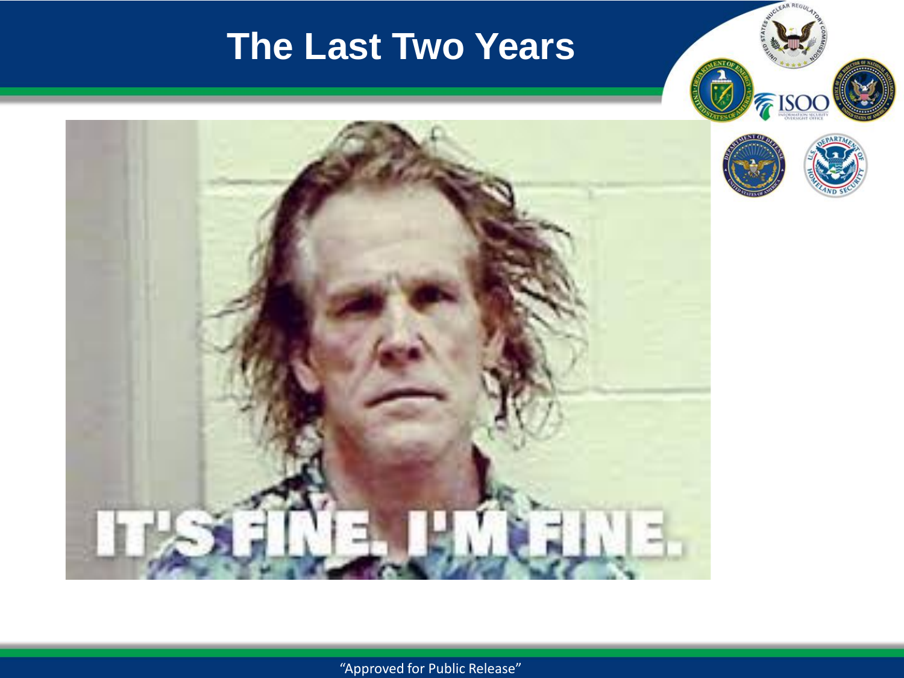# The Last Two Years

IT'S FINE. I'M FINE.

"Approved for Public Release"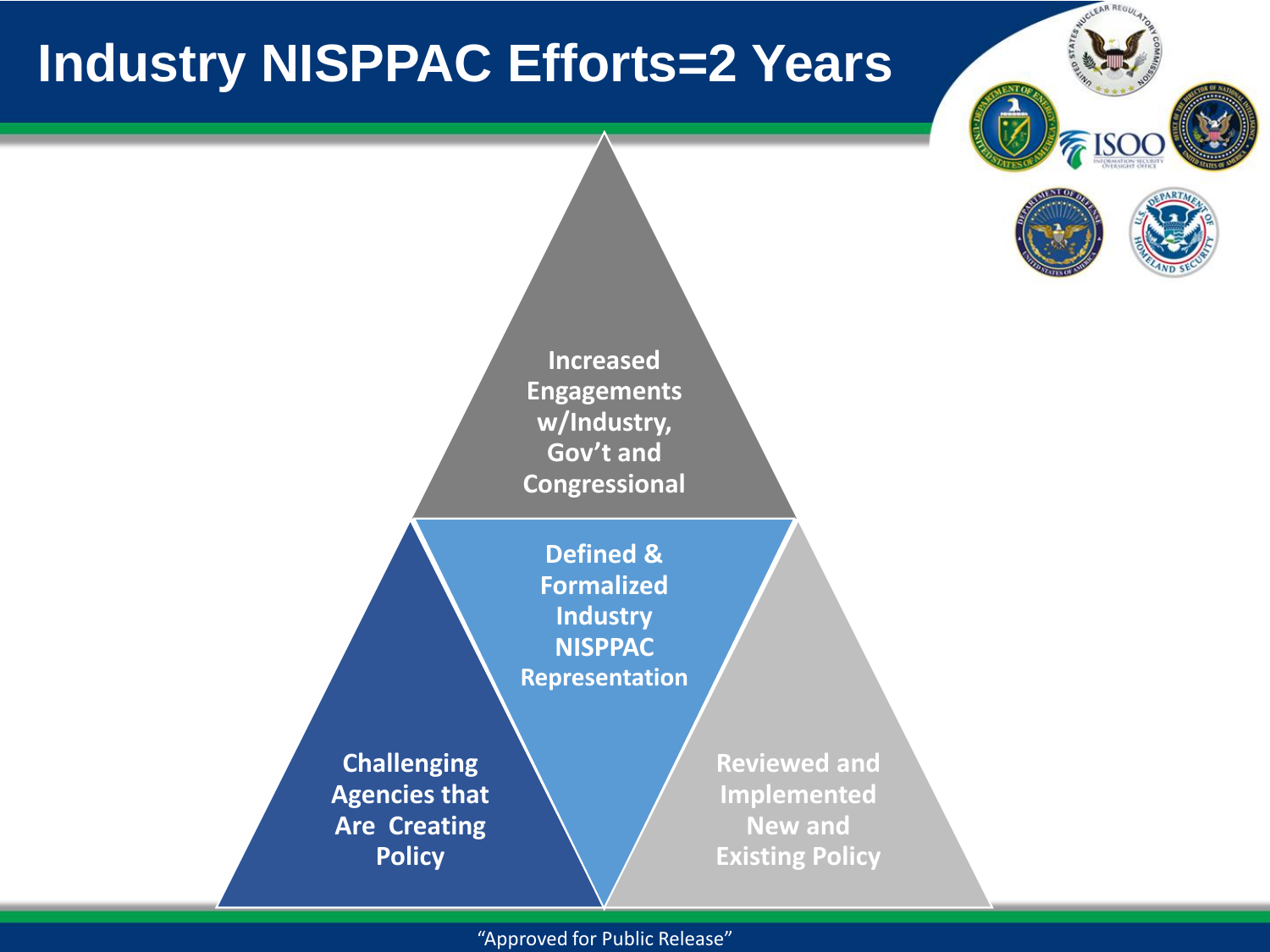# Industry NISPPAC Efforts=2 Years

- Increased Engagements w/Industry, Gov't and Congressional
- Defined & Formalized Industry NISPPAC Representation
- Challenging Agencies that Are Creating Policy
- Reviewed and Implemented New and Existing Policy

"Approved for Public Release"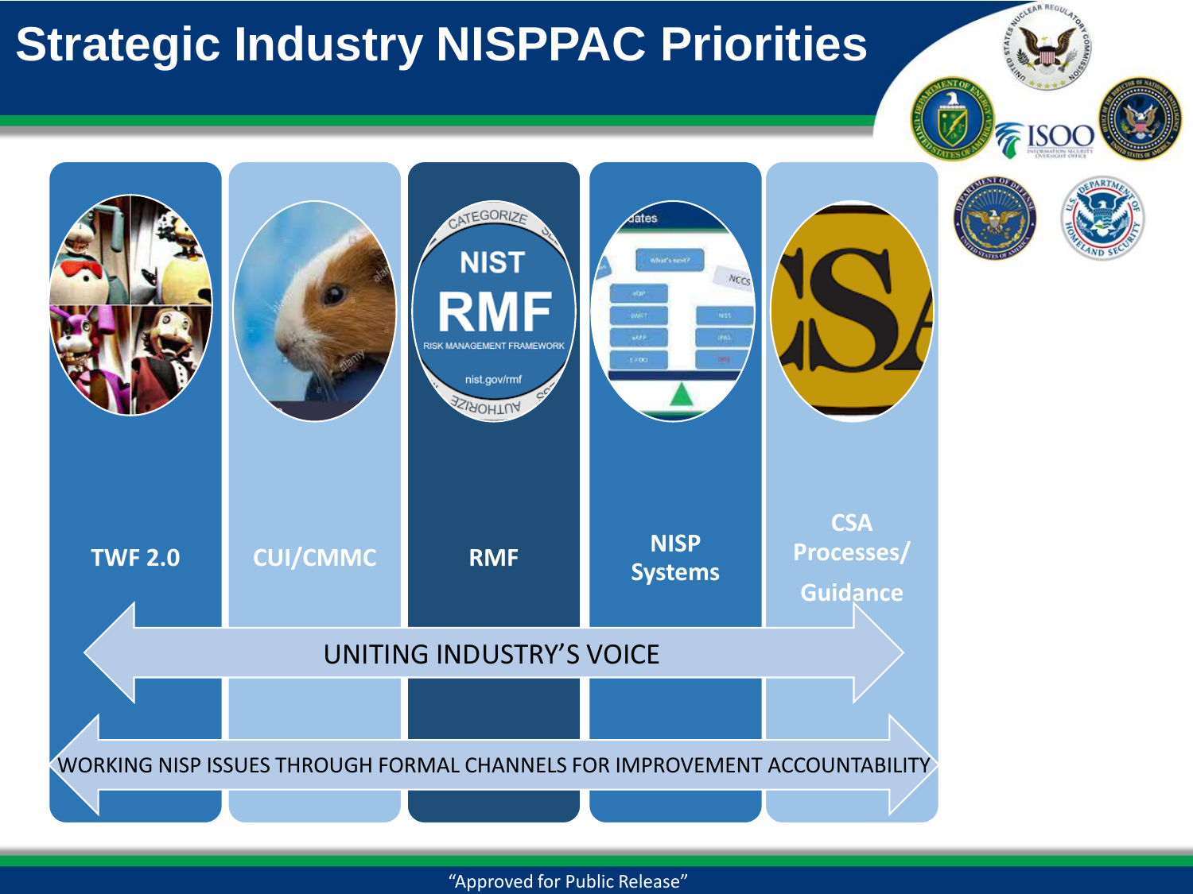# Strategic Industry NISPPAC Priorities

- TWF 2.0
- CUI/CMMC
- RMF
- NISP Systems
- CSA Processes/ Guidance

UNITING INDUSTRY'S VOICE

WORKING NISP ISSUES THROUGH FORMAL CHANNELS FOR IMPROVEMENT ACCOUNTABILITY

"Approved for Public Release"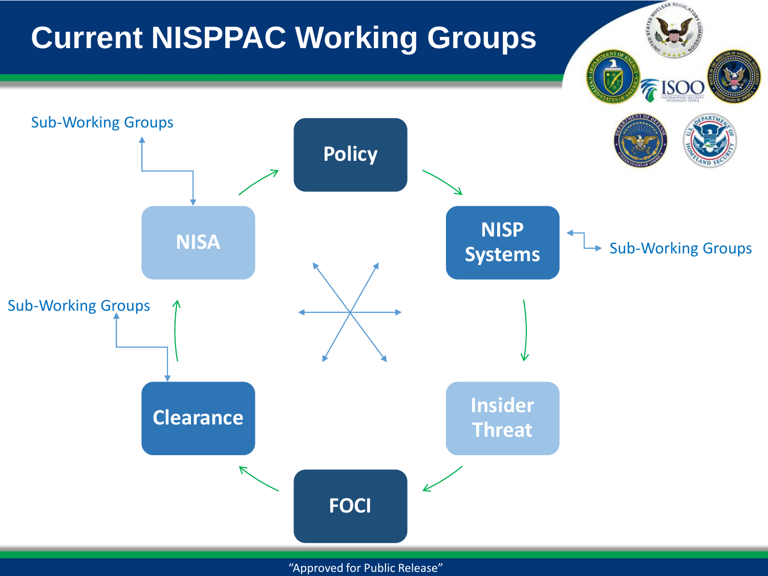# Current NISPPAC Working Groups

- Policy
- NISP Systems
  - Sub-Working Groups
- Insider Threat
- FOCI
- Clearance
  - Sub-Working Groups
- NISA
  - Sub-Working Groups

"Approved for Public Release"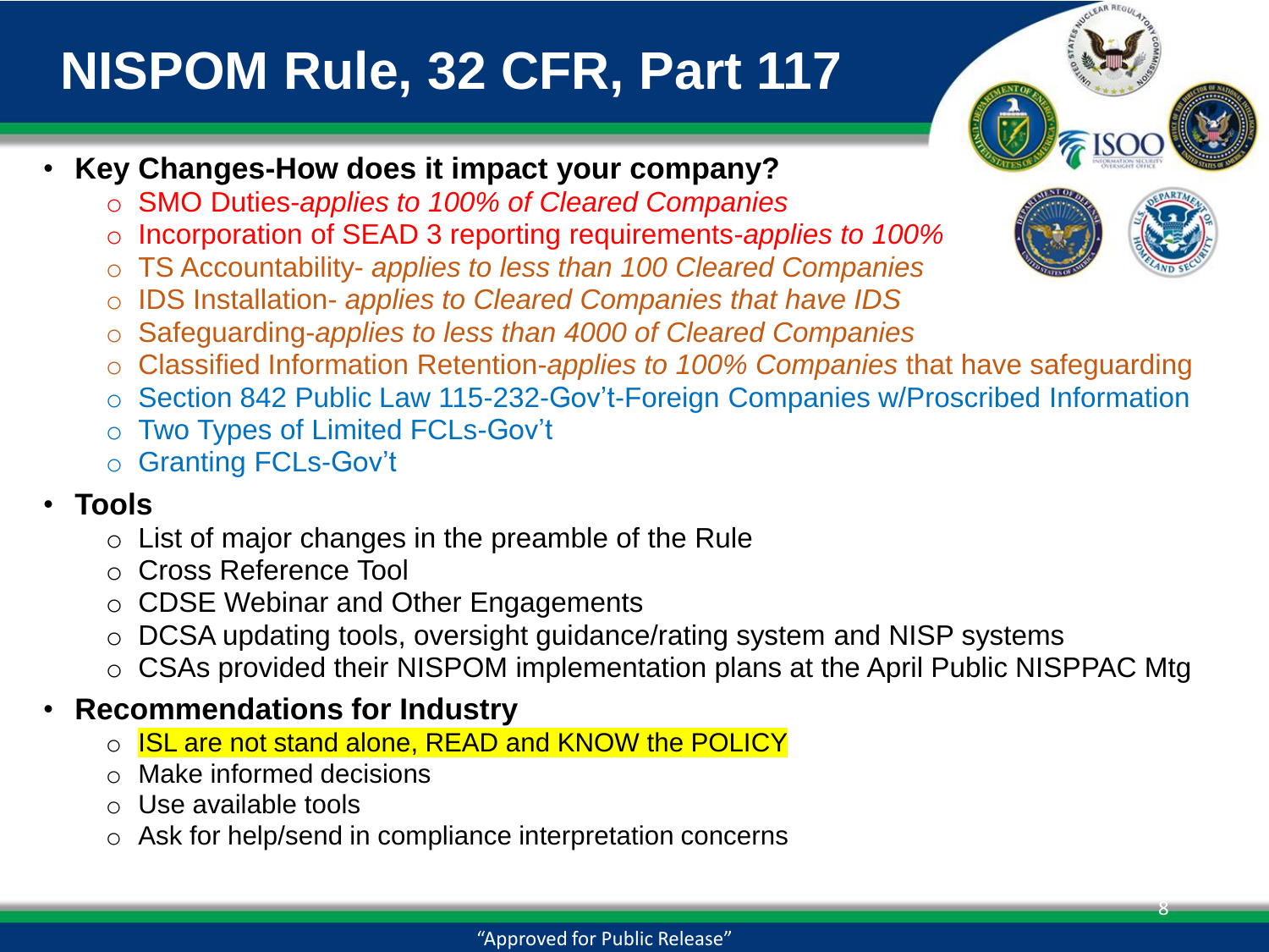# NISPOM Rule, 32 CFR, Part 117

- **Key Changes-How does it impact your company?**
  - SMO Duties-*applies to 100% of Cleared Companies*
  - Incorporation of SEAD 3 reporting requirements-*applies to 100%*
  - TS Accountability- *applies to less than 100 Cleared Companies*
  - IDS Installation- *applies to Cleared Companies that have IDS*
  - Safeguarding-*applies to less than 4000 of Cleared Companies*
  - Classified Information Retention-*applies to 100% Companies* that have safeguarding
  - Section 842 Public Law 115-232-Gov't-Foreign Companies w/Proscribed Information
  - Two Types of Limited FCLs-Gov't
  - Granting FCLs-Gov't
- **Tools**
  - List of major changes in the preamble of the Rule
  - Cross Reference Tool
  - CDSE Webinar and Other Engagements
  - DCSA updating tools, oversight guidance/rating system and NISP systems
  - CSAs provided their NISPOM implementation plans at the April Public NISPPAC Mtg
- **Recommendations for Industry**
  - ISL are not stand alone, READ and KNOW the POLICY
  - Make informed decisions
  - Use available tools
  - Ask for help/send in compliance interpretation concerns

"Approved for Public Release"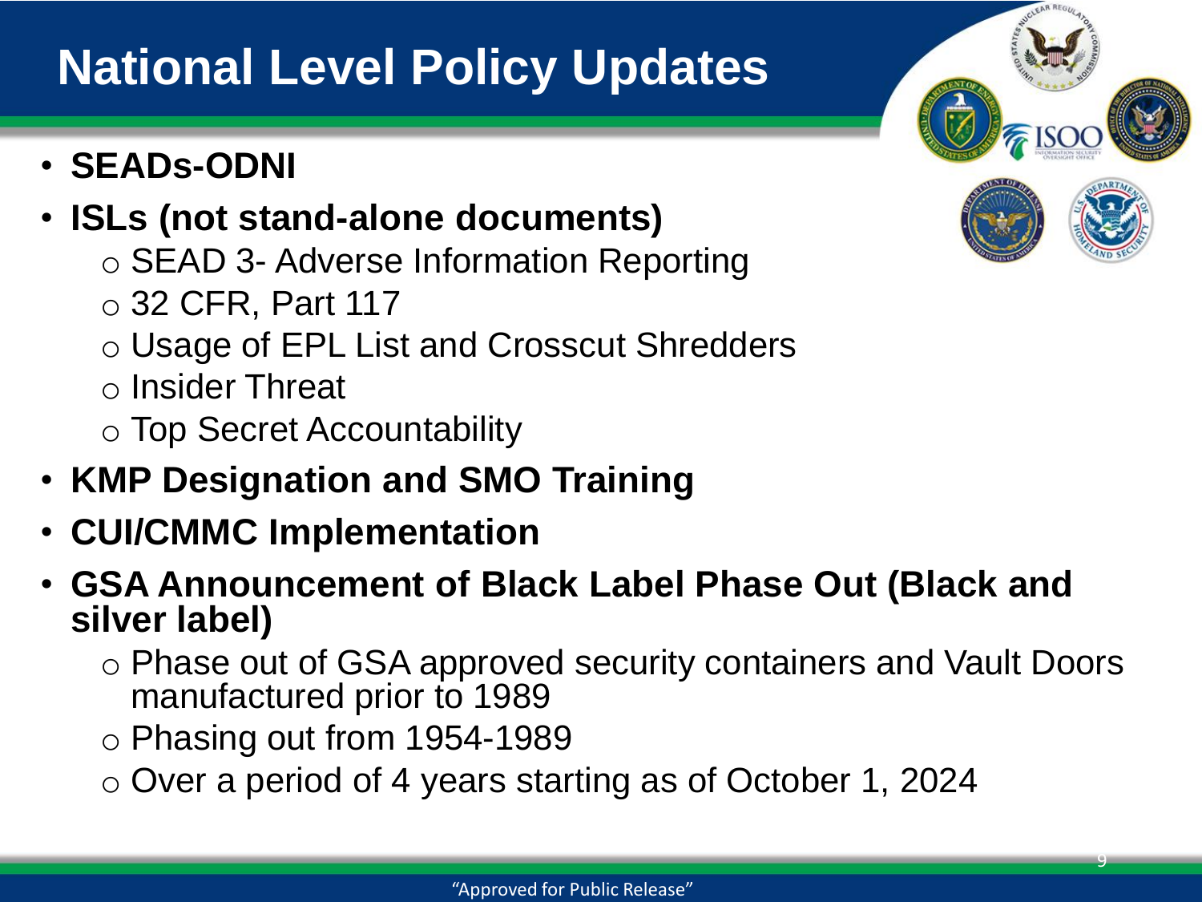# National Level Policy Updates

- **SEADs-ODNI**
- **ISLs (not stand-alone documents)**
  - SEAD 3- Adverse Information Reporting
  - 32 CFR, Part 117
  - Usage of EPL List and Crosscut Shredders
  - Insider Threat
  - Top Secret Accountability
- **KMP Designation and SMO Training**
- **CUI/CMMC Implementation**
- **GSA Announcement of Black Label Phase Out (Black and silver label)**
  - Phase out of GSA approved security containers and Vault Doors manufactured prior to 1989
  - Phasing out from 1954-1989
  - Over a period of 4 years starting as of October 1, 2024

"Approved for Public Release"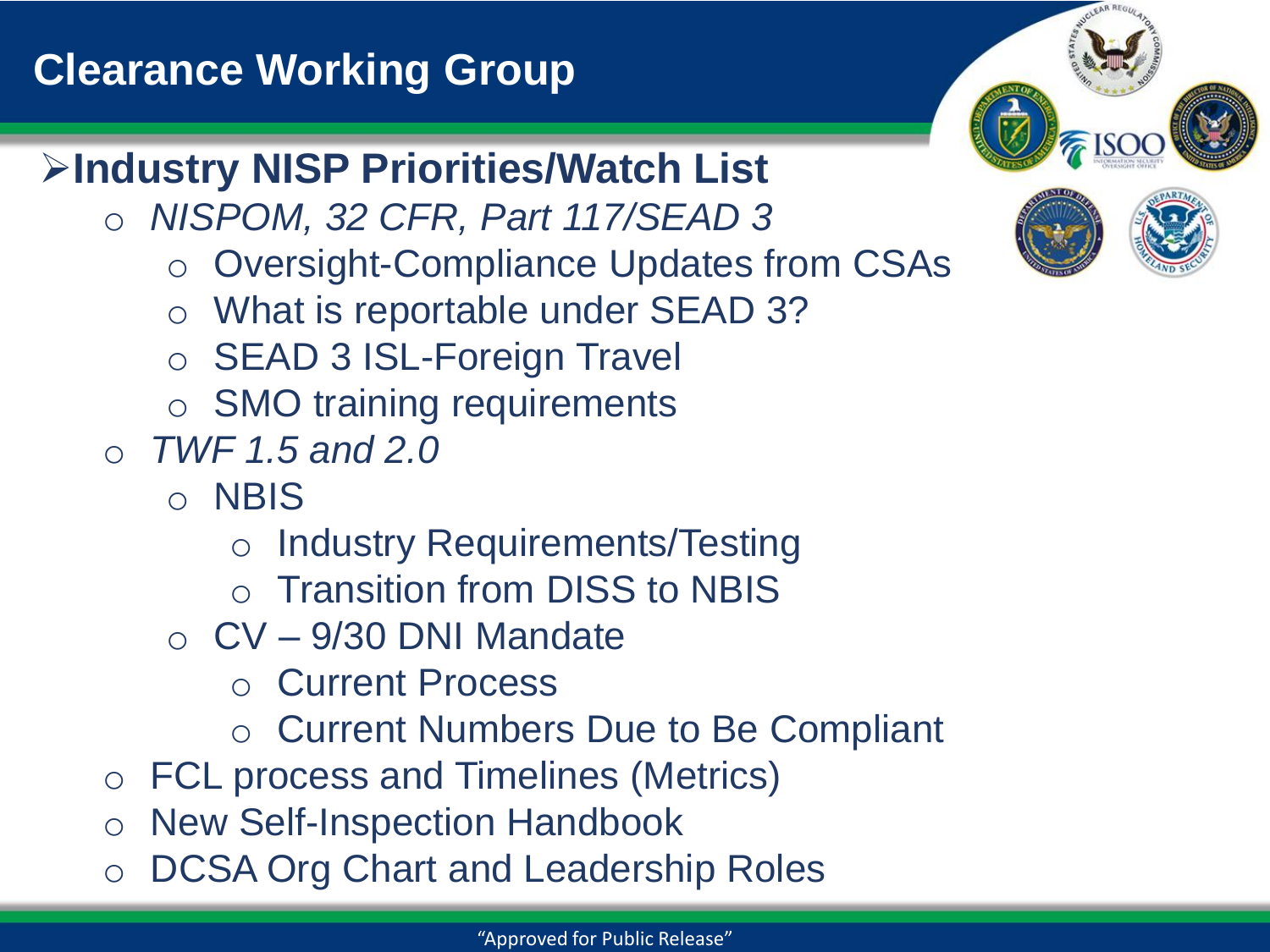# Clearance Working Group

## Industry NISP Priorities/Watch List

- *NISPOM, 32 CFR, Part 117/SEAD 3*
  - Oversight-Compliance Updates from CSAs
  - What is reportable under SEAD 3?
  - SEAD 3 ISL-Foreign Travel
  - SMO training requirements
- *TWF 1.5 and 2.0*
  - NBIS
    - Industry Requirements/Testing
    - Transition from DISS to NBIS
  - CV – 9/30 DNI Mandate
    - Current Process
    - Current Numbers Due to Be Compliant
- FCL process and Timelines (Metrics)
- New Self-Inspection Handbook
- DCSA Org Chart and Leadership Roles

"Approved for Public Release"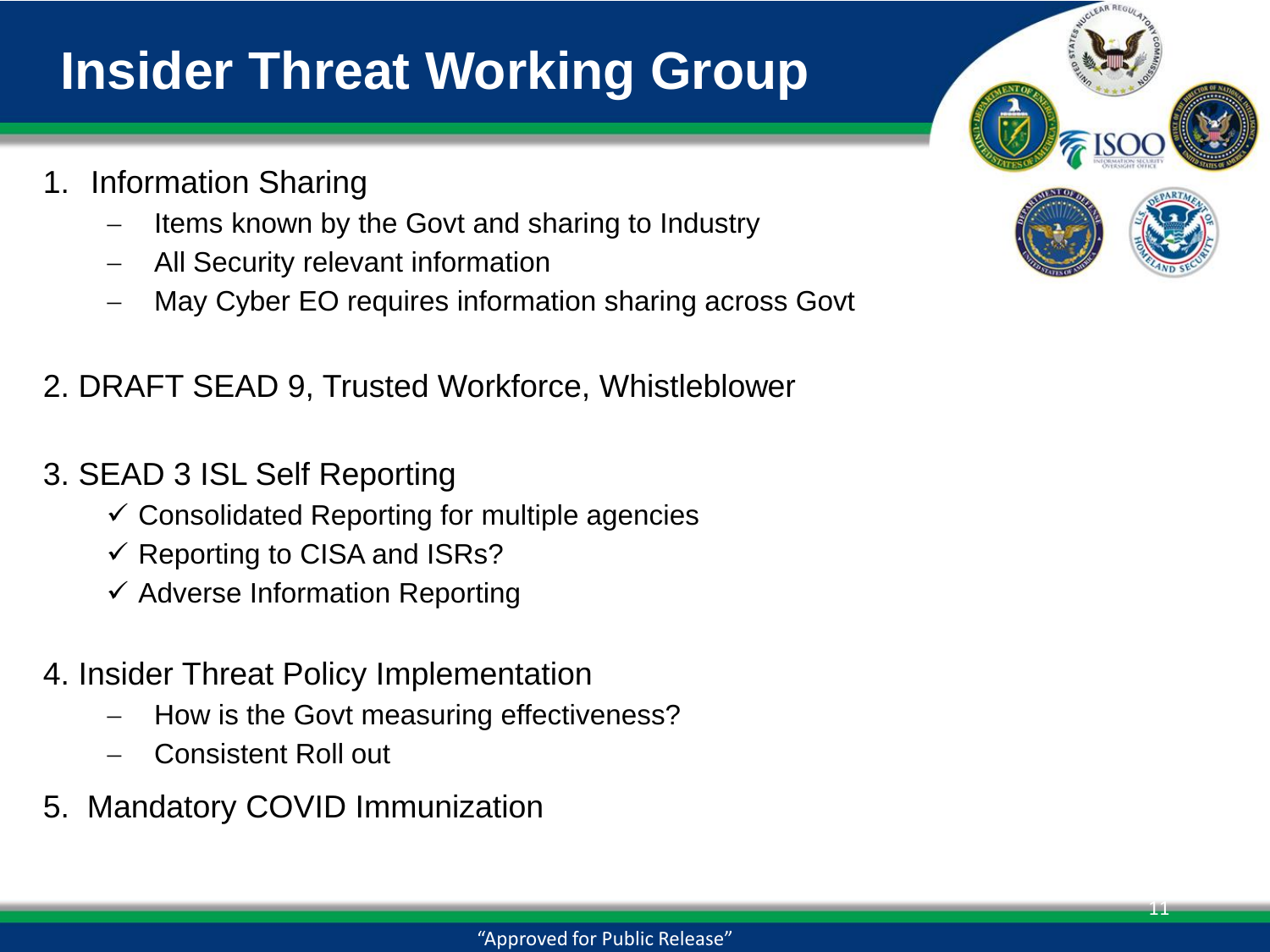# Insider Threat Working Group

1. Information Sharing
   - Items known by the Govt and sharing to Industry
   - All Security relevant information
   - May Cyber EO requires information sharing across Govt

2. DRAFT SEAD 9, Trusted Workforce, Whistleblower

3. SEAD 3 ISL Self Reporting
   - ✓ Consolidated Reporting for multiple agencies
   - ✓ Reporting to CISA and ISRs?
   - ✓ Adverse Information Reporting

4. Insider Threat Policy Implementation
   - How is the Govt measuring effectiveness?
   - Consistent Roll out

5. Mandatory COVID Immunization

"Approved for Public Release"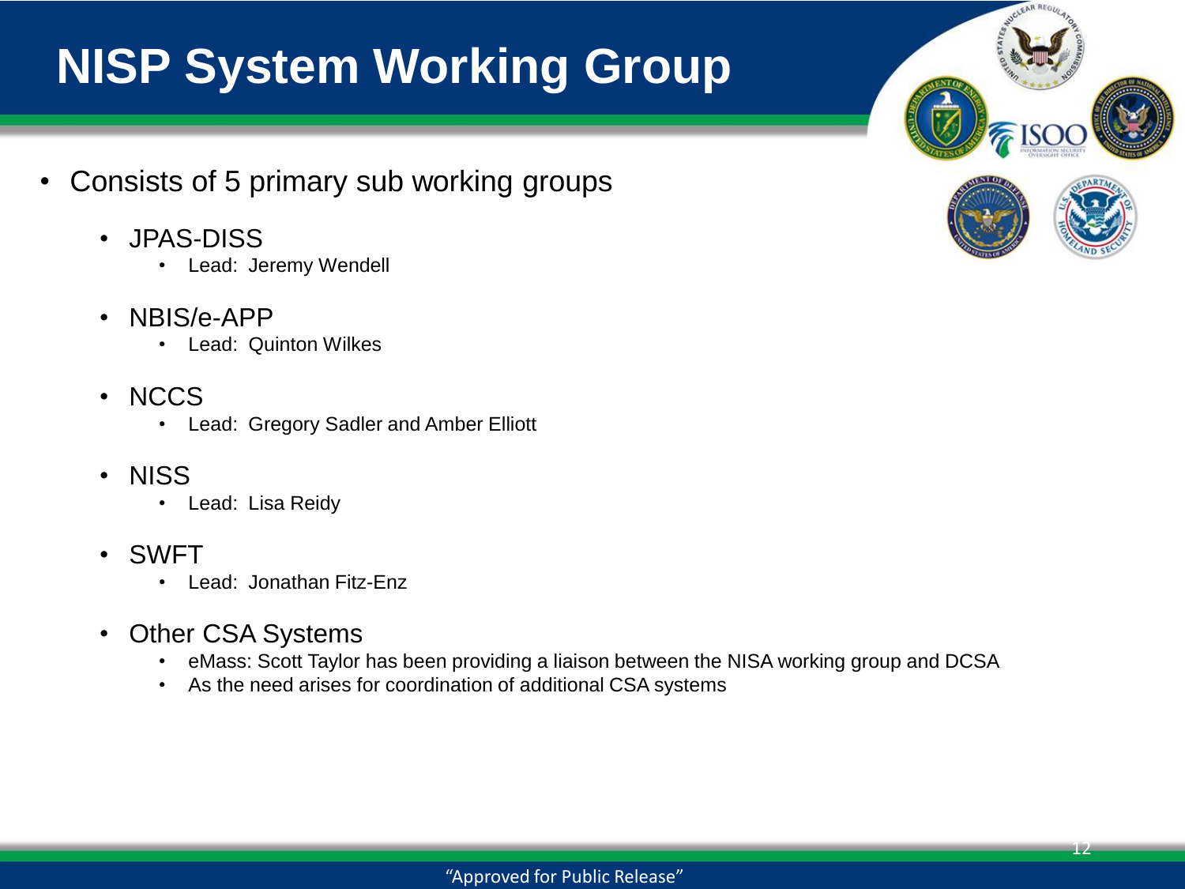# NISP System Working Group

- Consists of 5 primary sub working groups
  - JPAS-DISS
    - Lead: Jeremy Wendell
  - NBIS/e-APP
    - Lead: Quinton Wilkes
  - NCCS
    - Lead: Gregory Sadler and Amber Elliott
  - NISS
    - Lead: Lisa Reidy
  - SWFT
    - Lead: Jonathan Fitz-Enz
  - Other CSA Systems
    - eMass: Scott Taylor has been providing a liaison between the NISA working group and DCSA
    - As the need arises for coordination of additional CSA systems

"Approved for Public Release"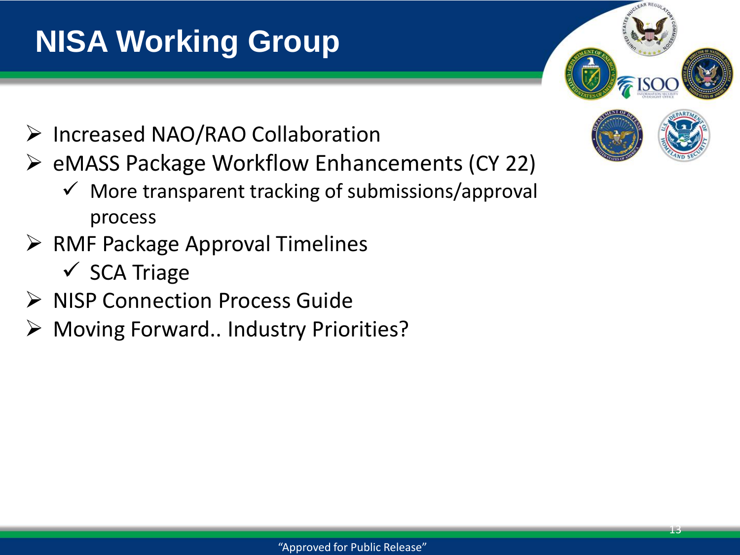# NISA Working Group

- Increased NAO/RAO Collaboration
- eMASS Package Workflow Enhancements (CY 22)
  - More transparent tracking of submissions/approval process
- RMF Package Approval Timelines
  - SCA Triage
- NISP Connection Process Guide
- Moving Forward.. Industry Priorities?

"Approved for Public Release"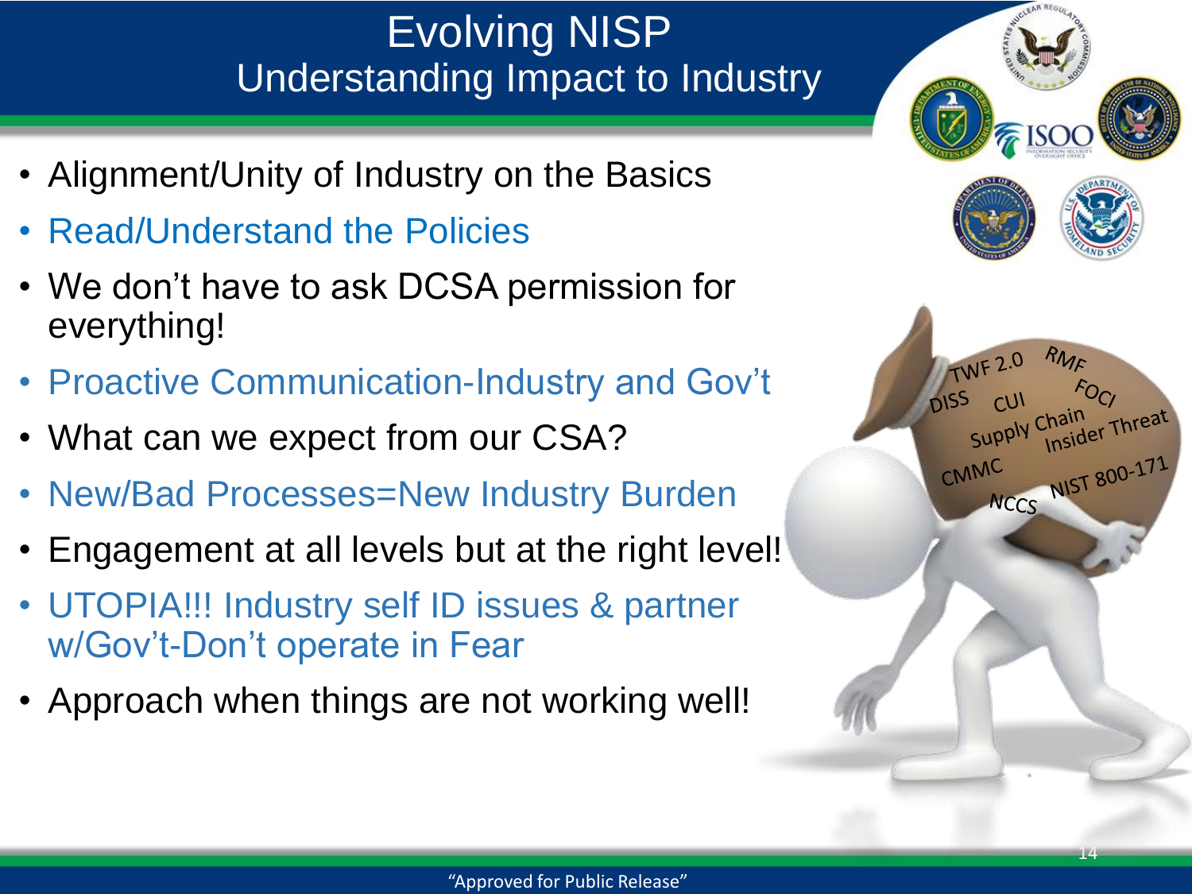# Evolving NISP

## Understanding Impact to Industry

- Alignment/Unity of Industry on the Basics
- Read/Understand the Policies
- We don't have to ask DCSA permission for everything!
- Proactive Communication-Industry and Gov't
- What can we expect from our CSA?
- New/Bad Processes=New Industry Burden
- Engagement at all levels but at the right level!
- UTOPIA!!! Industry self ID issues & partner w/Gov't-Don't operate in Fear
- Approach when things are not working well!

"Approved for Public Release"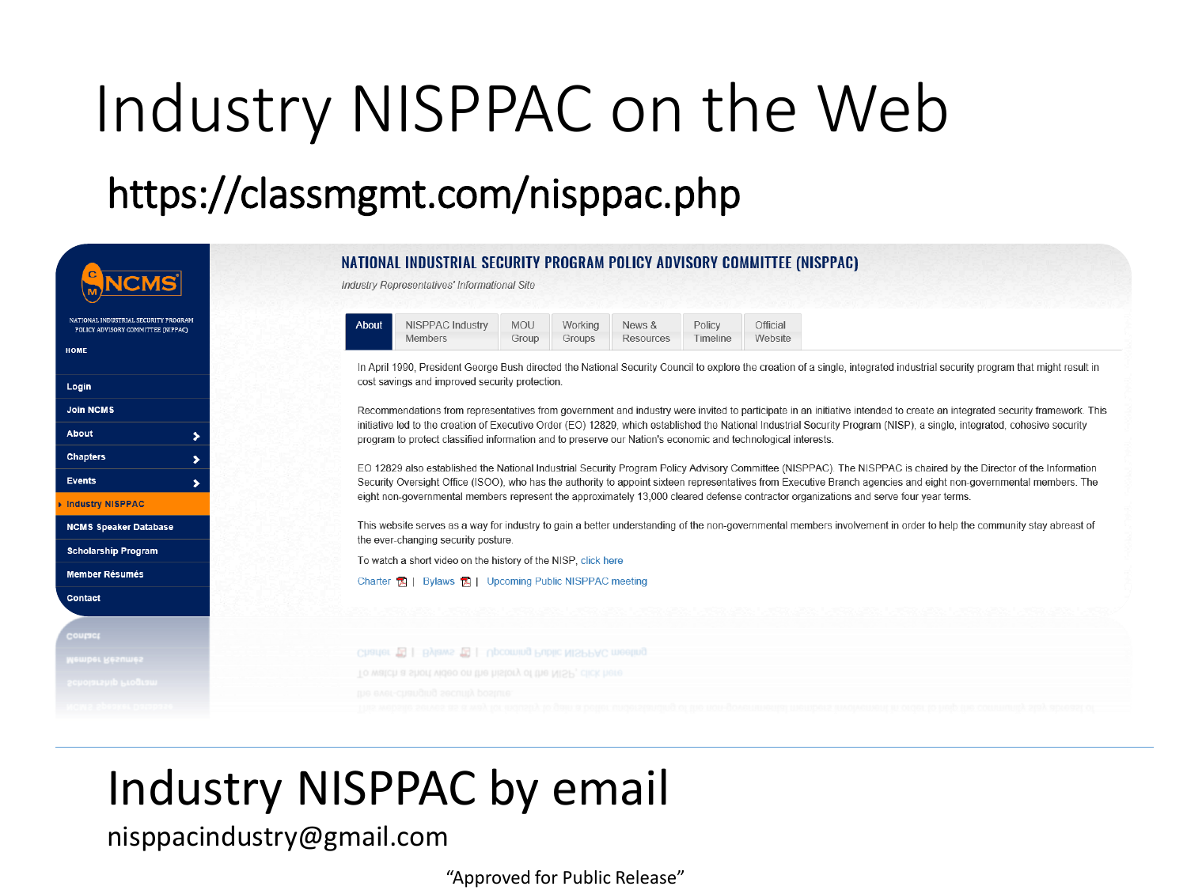# Industry NISPPAC on the Web

## https://classmgmt.com/nisppac.php

**NCMS**

NATIONAL INDUSTRIAL SECURITY PROGRAM POLICY ADVISORY COMMITTEE (NIPPAC)

HOME

- Login
- Join NCMS
- About
- Chapters
- Events
- Industry NISPPAC
- NCMS Speaker Database
- Scholarship Program
- Member Résumés
- Contact

### NATIONAL INDUSTRIAL SECURITY PROGRAM POLICY ADVISORY COMMITTEE (NISPPAC)

*Industry Representatives' Informational Site*

About | NISPPAC Industry Members | MOU Group | Working Groups | News & Resources | Policy Timeline | Official Website

In April 1990, President George Bush directed the National Security Council to explore the creation of a single, integrated industrial security program that might result in cost savings and improved security protection.

Recommendations from representatives from government and industry were invited to participate in an initiative intended to create an integrated security framework. This initiative led to the creation of Executive Order (EO) 12829, which established the National Industrial Security Program (NISP), a single, integrated, cohesive security program to protect classified information and to preserve our Nation's economic and technological interests.

EO 12829 also established the National Industrial Security Program Policy Advisory Committee (NISPPAC). The NISPPAC is chaired by the Director of the Information Security Oversight Office (ISOO), who has the authority to appoint sixteen representatives from Executive Branch agencies and eight non-governmental members. The eight non-governmental members represent the approximately 13,000 cleared defense contractor organizations and serve four year terms.

This website serves as a way for industry to gain a better understanding of the non-governmental members involvement in order to help the community stay abreast of the ever-changing security posture.

To watch a short video on the history of the NISP, click here

Charter | Bylaws | Upcoming Public NISPPAC meeting

# Industry NISPPAC by email

nisppacindustry@gmail.com

"Approved for Public Release"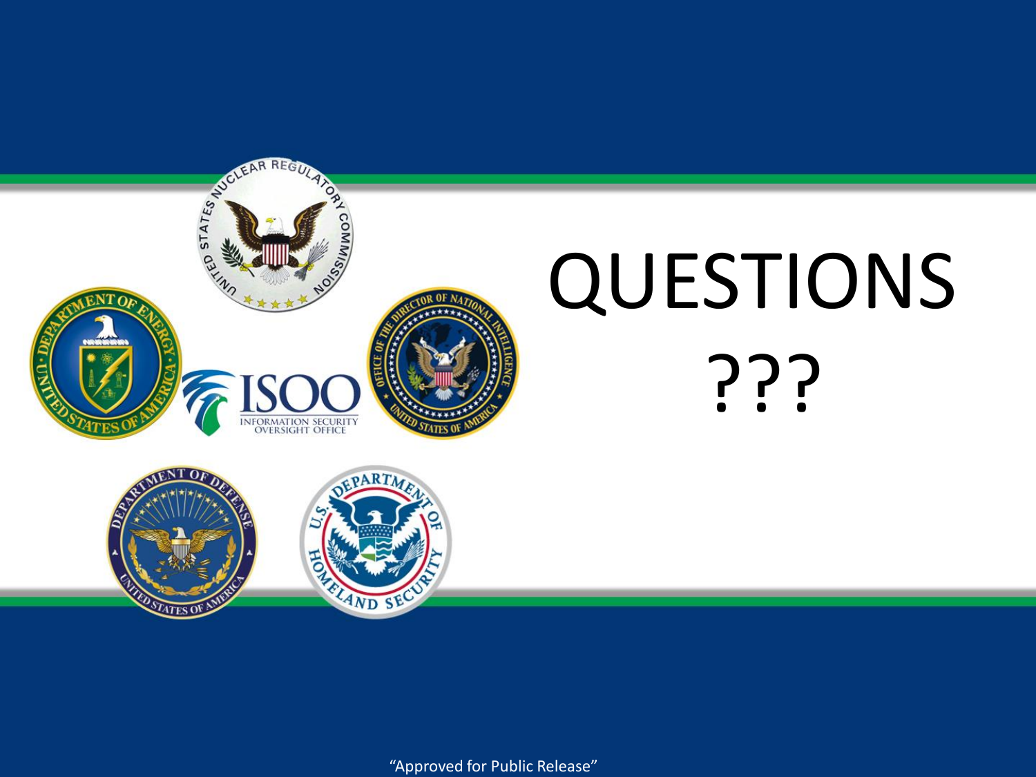# QUESTIONS

# ???

"Approved for Public Release"